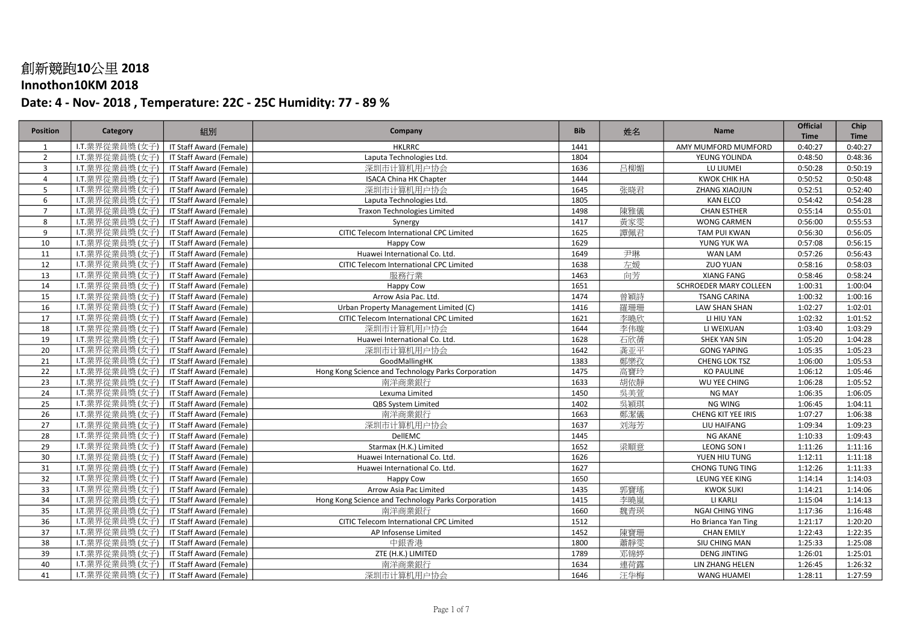# 創新競跑10公里 2018

## Innothon10KM 2018

### Date: 4 - Nov- 2018 , Temperature: 22C - 25C Humidity: 77 - 89 %

| Position | Category | 組別 | Company | Bib | 姓名 | Name | Official Time | Chip Time |
|---|---|---|---|---|---|---|---|---|
| 1 | I.T.業界從業員獎(女子) | IT Staff Award (Female) | HKLRRC | 1441 | | AMY MUMFORD MUMFORD | 0:40:27 | 0:40:27 |
| 2 | I.T.業界從業員獎(女子) | IT Staff Award (Female) | Laputa Technologies Ltd. | 1804 | | YEUNG YOLINDA | 0:48:50 | 0:48:36 |
| 3 | I.T.業界從業員獎(女子) | IT Staff Award (Female) | 深圳市计算机用户协会 | 1636 | 吕柳媚 | LU LIUMEI | 0:50:28 | 0:50:19 |
| 4 | I.T.業界從業員獎(女子) | IT Staff Award (Female) | ISACA China HK Chapter | 1444 | | KWOK CHIK HA | 0:50:52 | 0:50:48 |
| 5 | I.T.業界從業員獎(女子) | IT Staff Award (Female) | 深圳市计算机用户协会 | 1645 | 张晓君 | ZHANG XIAOJUN | 0:52:51 | 0:52:40 |
| 6 | I.T.業界從業員獎(女子) | IT Staff Award (Female) | Laputa Technologies Ltd. | 1805 | | KAN ELCO | 0:54:42 | 0:54:28 |
| 7 | I.T.業界從業員獎(女子) | IT Staff Award (Female) | Traxon Technologies Limited | 1498 | 陳雅儀 | CHAN ESTHER | 0:55:14 | 0:55:01 |
| 8 | I.T.業界從業員獎(女子) | IT Staff Award (Female) | Synergy | 1417 | 黃家雯 | WONG CARMEN | 0:56:00 | 0:55:53 |
| 9 | I.T.業界從業員獎(女子) | IT Staff Award (Female) | CITIC Telecom International CPC Limited | 1625 | 譚佩君 | TAM PUI KWAN | 0:56:30 | 0:56:05 |
| 10 | I.T.業界從業員獎(女子) | IT Staff Award (Female) | Happy Cow | 1629 | | YUNG YUK WA | 0:57:08 | 0:56:15 |
| 11 | I.T.業界從業員獎(女子) | IT Staff Award (Female) | Huawei International Co. Ltd. | 1649 | 尹琳 | WAN LAM | 0:57:26 | 0:56:43 |
| 12 | I.T.業界從業員獎(女子) | IT Staff Award (Female) | CITIC Telecom International CPC Limited | 1638 | 左媛 | ZUO YUAN | 0:58:16 | 0:58:03 |
| 13 | I.T.業界從業員獎(女子) | IT Staff Award (Female) | 服務行業 | 1463 | 向芳 | XIANG FANG | 0:58:46 | 0:58:24 |
| 14 | I.T.業界從業員獎(女子) | IT Staff Award (Female) | Happy Cow | 1651 | | SCHROEDER MARY COLLEEN | 1:00:31 | 1:00:04 |
| 15 | I.T.業界從業員獎(女子) | IT Staff Award (Female) | Arrow Asia Pac. Ltd. | 1474 | 曾穎詩 | TSANG CARINA | 1:00:32 | 1:00:16 |
| 16 | I.T.業界從業員獎(女子) | IT Staff Award (Female) | Urban Property Management Limited (C) | 1416 | 羅珊珊 | LAW SHAN SHAN | 1:02:27 | 1:02:01 |
| 17 | I.T.業界從業員獎(女子) | IT Staff Award (Female) | CITIC Telecom International CPC Limited | 1621 | 李曉欣 | LI HIU YAN | 1:02:32 | 1:01:52 |
| 18 | I.T.業界從業員獎(女子) | IT Staff Award (Female) | 深圳市计算机用户协会 | 1644 | 李伟璇 | LI WEIXUAN | 1:03:40 | 1:03:29 |
| 19 | I.T.業界從業員獎(女子) | IT Staff Award (Female) | Huawei International Co. Ltd. | 1628 | 石欣蒨 | SHEK YAN SIN | 1:05:20 | 1:04:28 |
| 20 | I.T.業界從業員獎(女子) | IT Staff Award (Female) | 深圳市计算机用户协会 | 1642 | 龚亚平 | GONG YAPING | 1:05:35 | 1:05:23 |
| 21 | I.T.業界從業員獎(女子) | IT Staff Award (Female) | GoodMallingHK | 1383 | 鄭樂孜 | CHENG LOK TSZ | 1:06:00 | 1:05:53 |
| 22 | I.T.業界從業員獎(女子) | IT Staff Award (Female) | Hong Kong Science and Technology Parks Corporation | 1475 | 高寶玲 | KO PAULINE | 1:06:12 | 1:05:46 |
| 23 | I.T.業界從業員獎(女子) | IT Staff Award (Female) | 南洋商業銀行 | 1633 | 胡依靜 | WU YEE CHING | 1:06:28 | 1:05:52 |
| 24 | I.T.業界從業員獎(女子) | IT Staff Award (Female) | Lexuma Limited | 1450 | 吳美萱 | NG MAY | 1:06:35 | 1:06:05 |
| 25 | I.T.業界從業員獎(女子) | IT Staff Award (Female) | QBS System Limited | 1402 | 吳穎琪 | NG WING | 1:06:45 | 1:04:11 |
| 26 | I.T.業界從業員獎(女子) | IT Staff Award (Female) | 南洋商業銀行 | 1663 | 鄭潔儀 | CHENG KIT YEE IRIS | 1:07:27 | 1:06:38 |
| 27 | I.T.業界從業員獎(女子) | IT Staff Award (Female) | 深圳市计算机用户协会 | 1637 | 刘海芳 | LIU HAIFANG | 1:09:34 | 1:09:23 |
| 28 | I.T.業界從業員獎(女子) | IT Staff Award (Female) | DellEMC | 1445 | | NG AKANE | 1:10:33 | 1:09:43 |
| 29 | I.T.業界從業員獎(女子) | IT Staff Award (Female) | Starmax (H.K.) Limited | 1652 | 梁順意 | LEONG SON I | 1:11:26 | 1:11:16 |
| 30 | I.T.業界從業員獎(女子) | IT Staff Award (Female) | Huawei International Co. Ltd. | 1626 | | YUEN HIU TUNG | 1:12:11 | 1:11:18 |
| 31 | I.T.業界從業員獎(女子) | IT Staff Award (Female) | Huawei International Co. Ltd. | 1627 | | CHONG TUNG TING | 1:12:26 | 1:11:33 |
| 32 | I.T.業界從業員獎(女子) | IT Staff Award (Female) | Happy Cow | 1650 | | LEUNG YEE KING | 1:14:14 | 1:14:03 |
| 33 | I.T.業界從業員獎(女子) | IT Staff Award (Female) | Arrow Asia Pac Limited | 1435 | 郭寶瑤 | KWOK SUKI | 1:14:21 | 1:14:06 |
| 34 | I.T.業界從業員獎(女子) | IT Staff Award (Female) | Hong Kong Science and Technology Parks Corporation | 1415 | 李曉嵐 | LI KARLI | 1:15:04 | 1:14:13 |
| 35 | I.T.業界從業員獎(女子) | IT Staff Award (Female) | 南洋商業銀行 | 1660 | 魏青瑛 | NGAI CHING YING | 1:17:36 | 1:16:48 |
| 36 | I.T.業界從業員獎(女子) | IT Staff Award (Female) | CITIC Telecom International CPC Limited | 1512 | | Ho Brianca Yan Ting | 1:21:17 | 1:20:20 |
| 37 | I.T.業界從業員獎(女子) | IT Staff Award (Female) | AP Infosense Limited | 1452 | 陳寶珊 | CHAN EMILY | 1:22:43 | 1:22:35 |
| 38 | I.T.業界從業員獎(女子) | IT Staff Award (Female) | 中銀香港 | 1800 | 蕭靜雯 | SIU CHING MAN | 1:25:33 | 1:25:08 |
| 39 | I.T.業界從業員獎(女子) | IT Staff Award (Female) | ZTE (H.K.) LIMITED | 1789 | 邓锦婷 | DENG JINTING | 1:26:01 | 1:25:01 |
| 40 | I.T.業界從業員獎(女子) | IT Staff Award (Female) | 南洋商業銀行 | 1634 | 連荷露 | LIN ZHANG HELEN | 1:26:45 | 1:26:32 |
| 41 | I.T.業界從業員獎(女子) | IT Staff Award (Female) | 深圳市计算机用户协会 | 1646 | 汪华梅 | WANG HUAMEI | 1:28:11 | 1:27:59 |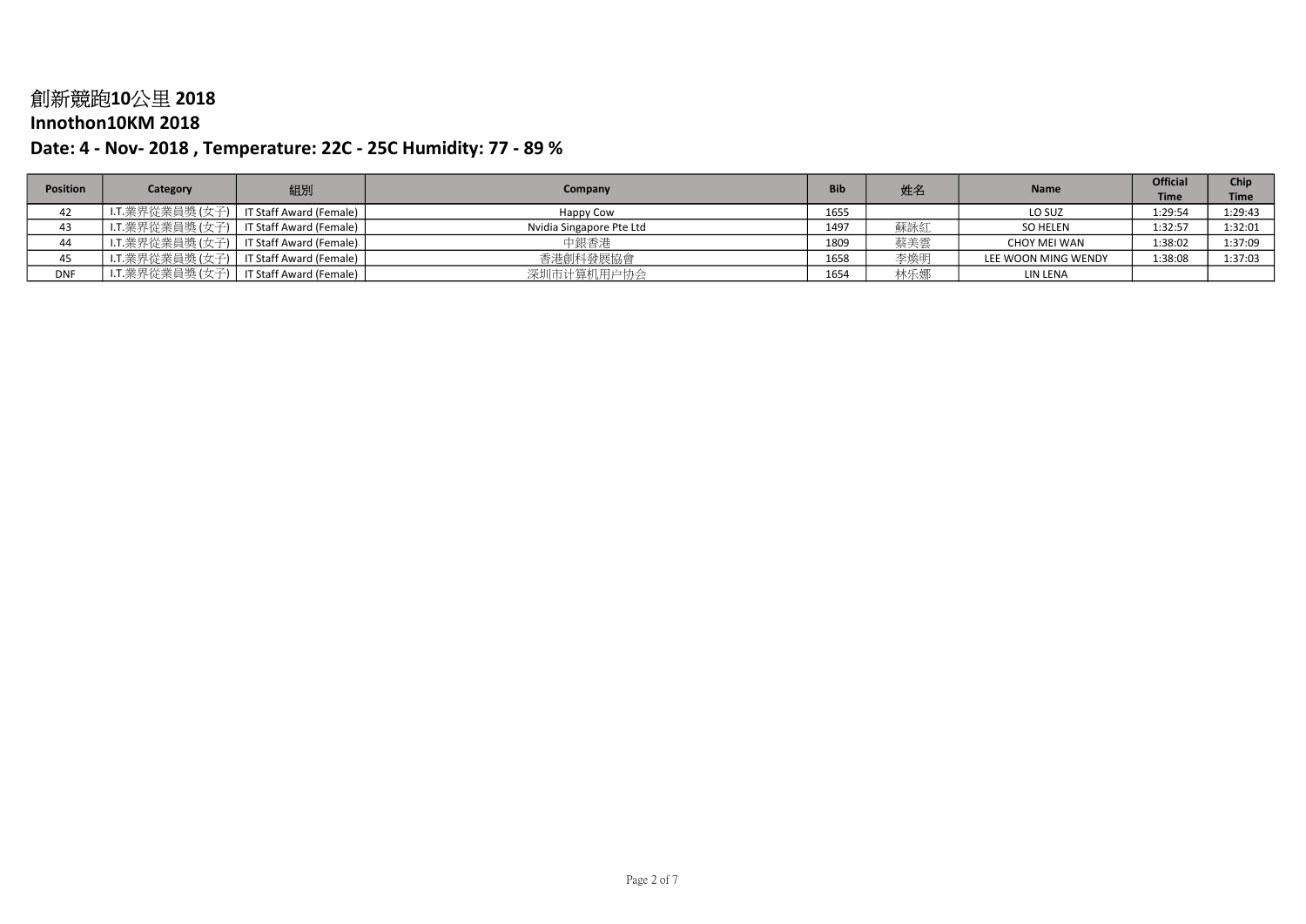# 創新競跑10公里 2018

## Innothon10KM 2018

### Date: 4 - Nov- 2018 , Temperature: 22C - 25C Humidity: 77 - 89 %

| Position | Category | 組別 | Company | Bib | 姓名 | Name | Official Time | Chip Time |
|---|---|---|---|---|---|---|---|---|
| 42 | I.T.業界從業員獎 (女子) | IT Staff Award (Female) | Happy Cow | 1655 | | LO SUZ | 1:29:54 | 1:29:43 |
| 43 | I.T.業界從業員獎 (女子) | IT Staff Award (Female) | Nvidia Singapore Pte Ltd | 1497 | 蘇詠紅 | SO HELEN | 1:32:57 | 1:32:01 |
| 44 | I.T.業界從業員獎 (女子) | IT Staff Award (Female) | 中銀香港 | 1809 | 蔡美雲 | CHOY MEI WAN | 1:38:02 | 1:37:09 |
| 45 | I.T.業界從業員獎 (女子) | IT Staff Award (Female) | 香港創科發展協會 | 1658 | 李煥明 | LEE WOON MING WENDY | 1:38:08 | 1:37:03 |
| DNF | I.T.業界從業員獎 (女子) | IT Staff Award (Female) | 深圳市计算机用户协会 | 1654 | 林乐娜 | LIN LENA | | |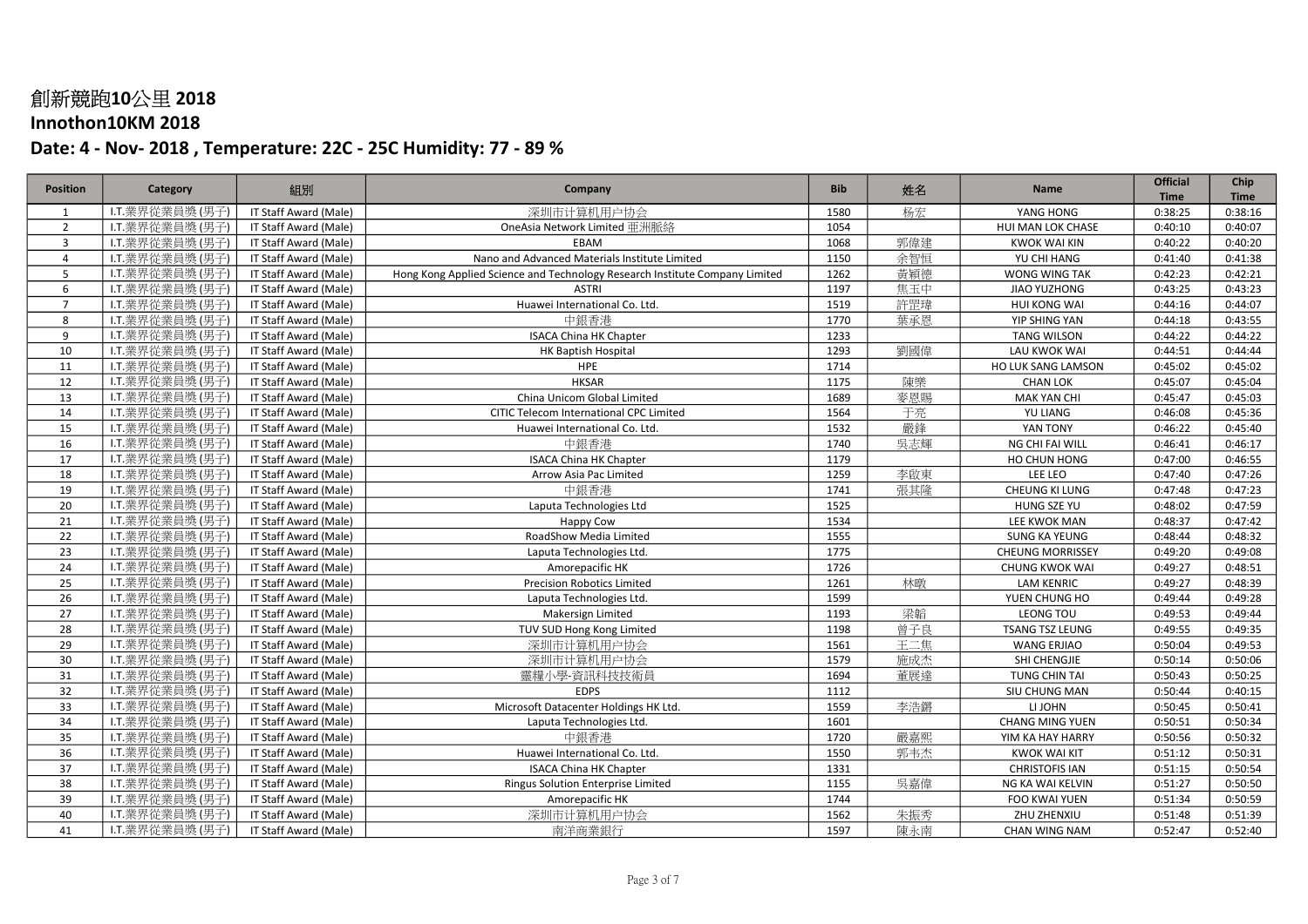# 創新競跑10公里 2018

## Innothon10KM 2018

### Date: 4 - Nov- 2018 , Temperature: 22C - 25C Humidity: 77 - 89 %

| Position | Category | 組別 | Company | Bib | 姓名 | Name | Official Time | Chip Time |
|---|---|---|---|---|---|---|---|---|
| 1 | I.T.業界從業員獎 (男子) | IT Staff Award (Male) | 深圳市计算机用户协会 | 1580 | 杨宏 | YANG HONG | 0:38:25 | 0:38:16 |
| 2 | I.T.業界從業員獎 (男子) | IT Staff Award (Male) | OneAsia Network Limited 亜洲脈絡 | 1054 | | HUI MAN LOK CHASE | 0:40:10 | 0:40:07 |
| 3 | I.T.業界從業員獎 (男子) | IT Staff Award (Male) | EBAM | 1068 | 郭偉建 | KWOK WAI KIN | 0:40:22 | 0:40:20 |
| 4 | I.T.業界從業員獎 (男子) | IT Staff Award (Male) | Nano and Advanced Materials Institute Limited | 1150 | 余智恒 | YU CHI HANG | 0:41:40 | 0:41:38 |
| 5 | I.T.業界從業員獎 (男子) | IT Staff Award (Male) | Hong Kong Applied Science and Technology Research Institute Company Limited | 1262 | 黃穎德 | WONG WING TAK | 0:42:23 | 0:42:21 |
| 6 | I.T.業界從業員獎 (男子) | IT Staff Award (Male) | ASTRI | 1197 | 焦玉中 | JIAO YUZHONG | 0:43:25 | 0:43:23 |
| 7 | I.T.業界從業員獎 (男子) | IT Staff Award (Male) | Huawei International Co. Ltd. | 1519 | 許罡瑋 | HUI KONG WAI | 0:44:16 | 0:44:07 |
| 8 | I.T.業界從業員獎 (男子) | IT Staff Award (Male) | 中銀香港 | 1770 | 葉承恩 | YIP SHING YAN | 0:44:18 | 0:43:55 |
| 9 | I.T.業界從業員獎 (男子) | IT Staff Award (Male) | ISACA China HK Chapter | 1233 | | TANG WILSON | 0:44:22 | 0:44:22 |
| 10 | I.T.業界從業員獎 (男子) | IT Staff Award (Male) | HK Baptish Hospital | 1293 | 劉國偉 | LAU KWOK WAI | 0:44:51 | 0:44:44 |
| 11 | I.T.業界從業員獎 (男子) | IT Staff Award (Male) | HPE | 1714 | | HO LUK SANG LAMSON | 0:45:02 | 0:45:02 |
| 12 | I.T.業界從業員獎 (男子) | IT Staff Award (Male) | HKSAR | 1175 | 陳樂 | CHAN LOK | 0:45:07 | 0:45:04 |
| 13 | I.T.業界從業員獎 (男子) | IT Staff Award (Male) | China Unicom Global Limited | 1689 | 麥恩賜 | MAK YAN CHI | 0:45:47 | 0:45:03 |
| 14 | I.T.業界從業員獎 (男子) | IT Staff Award (Male) | CITIC Telecom International CPC Limited | 1564 | 于亮 | YU LIANG | 0:46:08 | 0:45:36 |
| 15 | I.T.業界從業員獎 (男子) | IT Staff Award (Male) | Huawei International Co. Ltd. | 1532 | 嚴鋒 | YAN TONY | 0:46:22 | 0:45:40 |
| 16 | I.T.業界從業員獎 (男子) | IT Staff Award (Male) | 中銀香港 | 1740 | 吳志輝 | NG CHI FAI WILL | 0:46:41 | 0:46:17 |
| 17 | I.T.業界從業員獎 (男子) | IT Staff Award (Male) | ISACA China HK Chapter | 1179 | | HO CHUN HONG | 0:47:00 | 0:46:55 |
| 18 | I.T.業界從業員獎 (男子) | IT Staff Award (Male) | Arrow Asia Pac Limited | 1259 | 李啟東 | LEE LEO | 0:47:40 | 0:47:26 |
| 19 | I.T.業界從業員獎 (男子) | IT Staff Award (Male) | 中銀香港 | 1741 | 張其隆 | CHEUNG KI LUNG | 0:47:48 | 0:47:23 |
| 20 | I.T.業界從業員獎 (男子) | IT Staff Award (Male) | Laputa Technologies Ltd | 1525 | | HUNG SZE YU | 0:48:02 | 0:47:59 |
| 21 | I.T.業界從業員獎 (男子) | IT Staff Award (Male) | Happy Cow | 1534 | | LEE KWOK MAN | 0:48:37 | 0:47:42 |
| 22 | I.T.業界從業員獎 (男子) | IT Staff Award (Male) | RoadShow Media Limited | 1555 | | SUNG KA YEUNG | 0:48:44 | 0:48:32 |
| 23 | I.T.業界從業員獎 (男子) | IT Staff Award (Male) | Laputa Technologies Ltd. | 1775 | | CHEUNG MORRISSEY | 0:49:20 | 0:49:08 |
| 24 | I.T.業界從業員獎 (男子) | IT Staff Award (Male) | Amorepacific HK | 1726 | | CHUNG KWOK WAI | 0:49:27 | 0:48:51 |
| 25 | I.T.業界從業員獎 (男子) | IT Staff Award (Male) | Precision Robotics Limited | 1261 | 林暾 | LAM KENRIC | 0:49:27 | 0:48:39 |
| 26 | I.T.業界從業員獎 (男子) | IT Staff Award (Male) | Laputa Technologies Ltd. | 1599 | | YUEN CHUNG HO | 0:49:44 | 0:49:28 |
| 27 | I.T.業界從業員獎 (男子) | IT Staff Award (Male) | Makersign Limited | 1193 | 梁韜 | LEONG TOU | 0:49:53 | 0:49:44 |
| 28 | I.T.業界從業員獎 (男子) | IT Staff Award (Male) | TUV SUD Hong Kong Limited | 1198 | 曾子良 | TSANG TSZ LEUNG | 0:49:55 | 0:49:35 |
| 29 | I.T.業界從業員獎 (男子) | IT Staff Award (Male) | 深圳市计算机用户协会 | 1561 | 王二焦 | WANG ERJIAO | 0:50:04 | 0:49:53 |
| 30 | I.T.業界從業員獎 (男子) | IT Staff Award (Male) | 深圳市计算机用户协会 | 1579 | 施成杰 | SHI CHENGJIE | 0:50:14 | 0:50:06 |
| 31 | I.T.業界從業員獎 (男子) | IT Staff Award (Male) | 靈糧小學-資訊科技技術員 | 1694 | 董展達 | TUNG CHIN TAI | 0:50:43 | 0:50:25 |
| 32 | I.T.業界從業員獎 (男子) | IT Staff Award (Male) | EDPS | 1112 | | SIU CHUNG MAN | 0:50:44 | 0:40:15 |
| 33 | I.T.業界從業員獎 (男子) | IT Staff Award (Male) | Microsoft Datacenter Holdings HK Ltd. | 1559 | 李浩鏘 | LI JOHN | 0:50:45 | 0:50:41 |
| 34 | I.T.業界從業員獎 (男子) | IT Staff Award (Male) | Laputa Technologies Ltd. | 1601 | | CHANG MING YUEN | 0:50:51 | 0:50:34 |
| 35 | I.T.業界從業員獎 (男子) | IT Staff Award (Male) | 中銀香港 | 1720 | 嚴嘉熙 | YIM KA HAY HARRY | 0:50:56 | 0:50:32 |
| 36 | I.T.業界從業員獎 (男子) | IT Staff Award (Male) | Huawei International Co. Ltd. | 1550 | 郭韦杰 | KWOK WAI KIT | 0:51:12 | 0:50:31 |
| 37 | I.T.業界從業員獎 (男子) | IT Staff Award (Male) | ISACA China HK Chapter | 1331 | | CHRISTOFIS IAN | 0:51:15 | 0:50:54 |
| 38 | I.T.業界從業員獎 (男子) | IT Staff Award (Male) | Ringus Solution Enterprise Limited | 1155 | 吳嘉偉 | NG KA WAI KELVIN | 0:51:27 | 0:50:50 |
| 39 | I.T.業界從業員獎 (男子) | IT Staff Award (Male) | Amorepacific HK | 1744 | | FOO KWAI YUEN | 0:51:34 | 0:50:59 |
| 40 | I.T.業界從業員獎 (男子) | IT Staff Award (Male) | 深圳市计算机用户协会 | 1562 | 朱振秀 | ZHU ZHENXIU | 0:51:48 | 0:51:39 |
| 41 | I.T.業界從業員獎 (男子) | IT Staff Award (Male) | 南洋商業銀行 | 1597 | 陳永南 | CHAN WING NAM | 0:52:47 | 0:52:40 |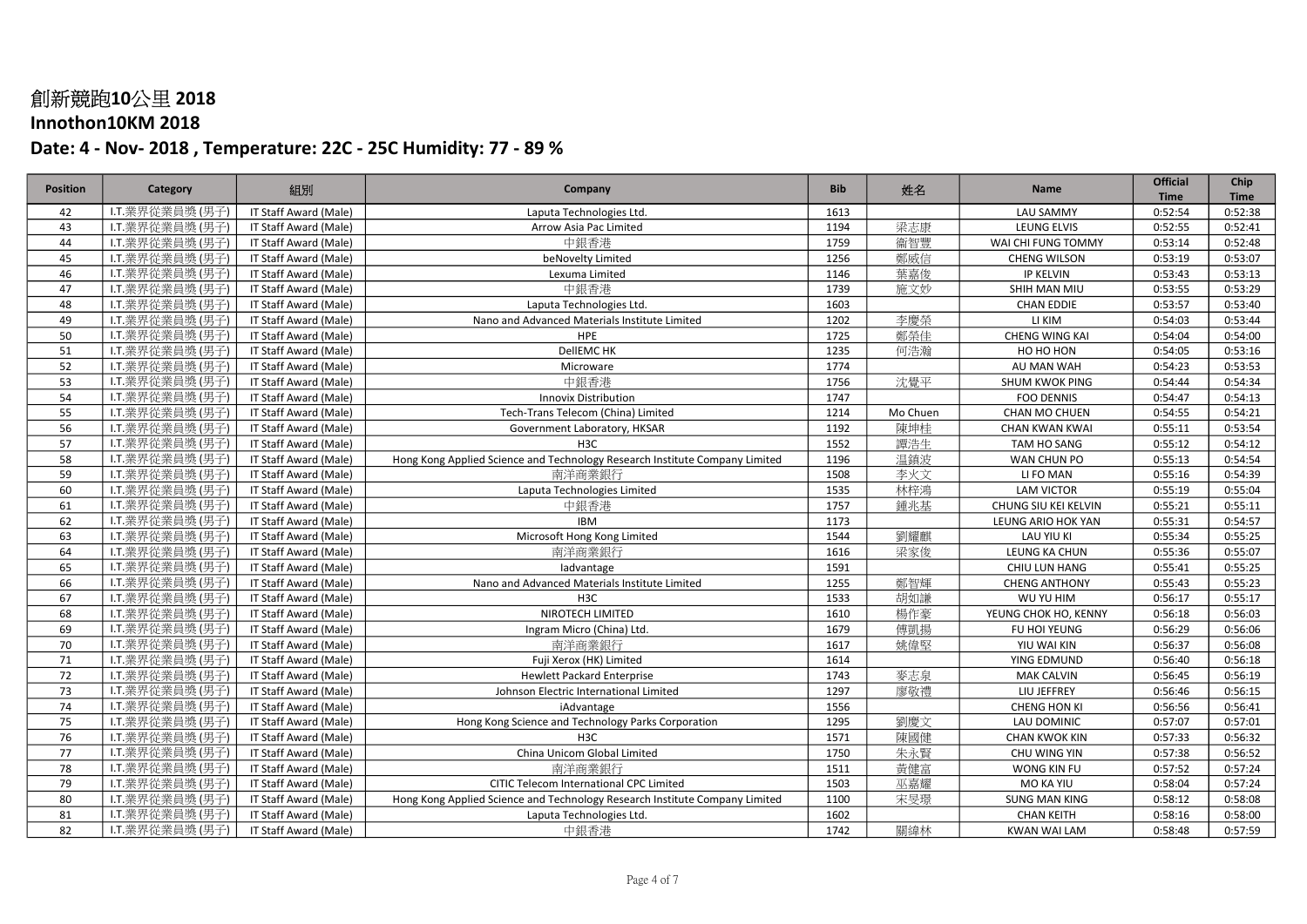# 創新競跑10公里 2018

## Innothon10KM 2018

### Date: 4 - Nov- 2018 , Temperature: 22C - 25C Humidity: 77 - 89 %

| Position | Category | 組別 | Company | Bib | 姓名 | Name | Official Time | Chip Time |
|---|---|---|---|---|---|---|---|---|
| 42 | I.T.業界從業員獎(男子) | IT Staff Award (Male) | Laputa Technologies Ltd. | 1613 | | LAU SAMMY | 0:52:54 | 0:52:38 |
| 43 | I.T.業界從業員獎(男子) | IT Staff Award (Male) | Arrow Asia Pac Limited | 1194 | 梁志康 | LEUNG ELVIS | 0:52:55 | 0:52:41 |
| 44 | I.T.業界從業員獎(男子) | IT Staff Award (Male) | 中銀香港 | 1759 | 衛智豐 | WAI CHI FUNG TOMMY | 0:53:14 | 0:52:48 |
| 45 | I.T.業界從業員獎(男子) | IT Staff Award (Male) | beNovelty Limited | 1256 | 鄭威信 | CHENG WILSON | 0:53:19 | 0:53:07 |
| 46 | I.T.業界從業員獎(男子) | IT Staff Award (Male) | Lexuma Limited | 1146 | 葉嘉俊 | IP KELVIN | 0:53:43 | 0:53:13 |
| 47 | I.T.業界從業員獎(男子) | IT Staff Award (Male) | 中銀香港 | 1739 | 施文妙 | SHIH MAN MIU | 0:53:55 | 0:53:29 |
| 48 | I.T.業界從業員獎(男子) | IT Staff Award (Male) | Laputa Technologies Ltd. | 1603 | | CHAN EDDIE | 0:53:57 | 0:53:40 |
| 49 | I.T.業界從業員獎(男子) | IT Staff Award (Male) | Nano and Advanced Materials Institute Limited | 1202 | 李慶榮 | LI KIM | 0:54:03 | 0:53:44 |
| 50 | I.T.業界從業員獎(男子) | IT Staff Award (Male) | HPE | 1725 | 鄭榮佳 | CHENG WING KAI | 0:54:04 | 0:54:00 |
| 51 | I.T.業界從業員獎(男子) | IT Staff Award (Male) | DellEMC HK | 1235 | 何浩瀚 | HO HO HON | 0:54:05 | 0:53:16 |
| 52 | I.T.業界從業員獎(男子) | IT Staff Award (Male) | Microware | 1774 | | AU MAN WAH | 0:54:23 | 0:53:53 |
| 53 | I.T.業界從業員獎(男子) | IT Staff Award (Male) | 中銀香港 | 1756 | 沈覺平 | SHUM KWOK PING | 0:54:44 | 0:54:34 |
| 54 | I.T.業界從業員獎(男子) | IT Staff Award (Male) | Innovix Distribution | 1747 | | FOO DENNIS | 0:54:47 | 0:54:13 |
| 55 | I.T.業界從業員獎(男子) | IT Staff Award (Male) | Tech-Trans Telecom (China) Limited | 1214 | Mo Chuen | CHAN MO CHUEN | 0:54:55 | 0:54:21 |
| 56 | I.T.業界從業員獎(男子) | IT Staff Award (Male) | Government Laboratory, HKSAR | 1192 | 陳坤桂 | CHAN KWAN KWAI | 0:55:11 | 0:53:54 |
| 57 | I.T.業界從業員獎(男子) | IT Staff Award (Male) | H3C | 1552 | 譚浩生 | TAM HO SANG | 0:55:12 | 0:54:12 |
| 58 | I.T.業界從業員獎(男子) | IT Staff Award (Male) | Hong Kong Applied Science and Technology Research Institute Company Limited | 1196 | 溫鎮波 | WAN CHUN PO | 0:55:13 | 0:54:54 |
| 59 | I.T.業界從業員獎(男子) | IT Staff Award (Male) | 南洋商業銀行 | 1508 | 李火文 | LI FO MAN | 0:55:16 | 0:54:39 |
| 60 | I.T.業界從業員獎(男子) | IT Staff Award (Male) | Laputa Technologies Limited | 1535 | 林梓鴻 | LAM VICTOR | 0:55:19 | 0:55:04 |
| 61 | I.T.業界從業員獎(男子) | IT Staff Award (Male) | 中銀香港 | 1757 | 鍾兆基 | CHUNG SIU KEI KELVIN | 0:55:21 | 0:55:11 |
| 62 | I.T.業界從業員獎(男子) | IT Staff Award (Male) | IBM | 1173 | | LEUNG ARIO HOK YAN | 0:55:31 | 0:54:57 |
| 63 | I.T.業界從業員獎(男子) | IT Staff Award (Male) | Microsoft Hong Kong Limited | 1544 | 劉耀麒 | LAU YIU KI | 0:55:34 | 0:55:25 |
| 64 | I.T.業界從業員獎(男子) | IT Staff Award (Male) | 南洋商業銀行 | 1616 | 梁家俊 | LEUNG KA CHUN | 0:55:36 | 0:55:07 |
| 65 | I.T.業界從業員獎(男子) | IT Staff Award (Male) | Iadvantage | 1591 | | CHIU LUN HANG | 0:55:41 | 0:55:25 |
| 66 | I.T.業界從業員獎(男子) | IT Staff Award (Male) | Nano and Advanced Materials Institute Limited | 1255 | 鄭智輝 | CHENG ANTHONY | 0:55:43 | 0:55:23 |
| 67 | I.T.業界從業員獎(男子) | IT Staff Award (Male) | H3C | 1533 | 胡如謙 | WU YU HIM | 0:56:17 | 0:55:17 |
| 68 | I.T.業界從業員獎(男子) | IT Staff Award (Male) | NIROTECH LIMITED | 1610 | 楊作豪 | YEUNG CHOK HO, KENNY | 0:56:18 | 0:56:03 |
| 69 | I.T.業界從業員獎(男子) | IT Staff Award (Male) | Ingram Micro (China) Ltd. | 1679 | 傅凱揚 | FU HOI YEUNG | 0:56:29 | 0:56:06 |
| 70 | I.T.業界從業員獎(男子) | IT Staff Award (Male) | 南洋商業銀行 | 1617 | 姚偉堅 | YIU WAI KIN | 0:56:37 | 0:56:08 |
| 71 | I.T.業界從業員獎(男子) | IT Staff Award (Male) | Fuji Xerox (HK) Limited | 1614 | | YING EDMUND | 0:56:40 | 0:56:18 |
| 72 | I.T.業界從業員獎(男子) | IT Staff Award (Male) | Hewlett Packard Enterprise | 1743 | 麥志泉 | MAK CALVIN | 0:56:45 | 0:56:19 |
| 73 | I.T.業界從業員獎(男子) | IT Staff Award (Male) | Johnson Electric International Limited | 1297 | 廖敬禮 | LIU JEFFREY | 0:56:46 | 0:56:15 |
| 74 | I.T.業界從業員獎(男子) | IT Staff Award (Male) | iAdvantage | 1556 | | CHENG HON KI | 0:56:56 | 0:56:41 |
| 75 | I.T.業界從業員獎(男子) | IT Staff Award (Male) | Hong Kong Science and Technology Parks Corporation | 1295 | 劉慶文 | LAU DOMINIC | 0:57:07 | 0:57:01 |
| 76 | I.T.業界從業員獎(男子) | IT Staff Award (Male) | H3C | 1571 | 陳國健 | CHAN KWOK KIN | 0:57:33 | 0:56:32 |
| 77 | I.T.業界從業員獎(男子) | IT Staff Award (Male) | China Unicom Global Limited | 1750 | 朱永賢 | CHU WING YIN | 0:57:38 | 0:56:52 |
| 78 | I.T.業界從業員獎(男子) | IT Staff Award (Male) | 南洋商業銀行 | 1511 | 黃健富 | WONG KIN FU | 0:57:52 | 0:57:24 |
| 79 | I.T.業界從業員獎(男子) | IT Staff Award (Male) | CITIC Telecom International CPC Limited | 1503 | 巫嘉耀 | MO KA YIU | 0:58:04 | 0:57:24 |
| 80 | I.T.業界從業員獎(男子) | IT Staff Award (Male) | Hong Kong Applied Science and Technology Research Institute Company Limited | 1100 | 宋旻璟 | SUNG MAN KING | 0:58:12 | 0:58:08 |
| 81 | I.T.業界從業員獎(男子) | IT Staff Award (Male) | Laputa Technologies Ltd. | 1602 | | CHAN KEITH | 0:58:16 | 0:58:00 |
| 82 | I.T.業界從業員獎(男子) | IT Staff Award (Male) | 中銀香港 | 1742 | 關緯林 | KWAN WAI LAM | 0:58:48 | 0:57:59 |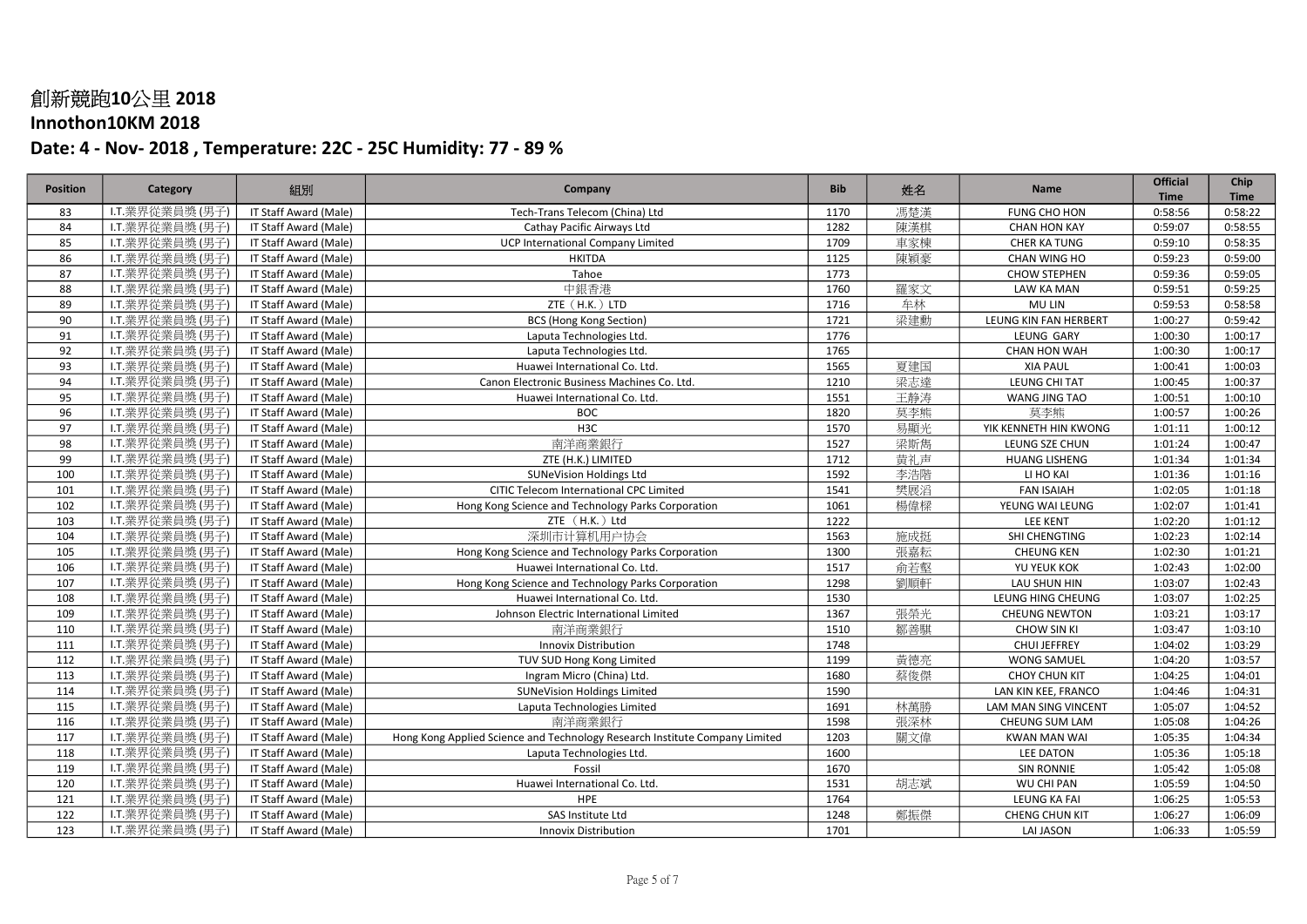# 創新競跑10公里 2018

## Innothon10KM 2018

### Date: 4 - Nov- 2018 , Temperature: 22C - 25C Humidity: 77 - 89 %

| Position | Category | 組別 | Company | Bib | 姓名 | Name | Official Time | Chip Time |
|---|---|---|---|---|---|---|---|---|
| 83 | I.T.業界從業員獎(男子) | IT Staff Award (Male) | Tech-Trans Telecom (China) Ltd | 1170 | 馮楚漢 | FUNG CHO HON | 0:58:56 | 0:58:22 |
| 84 | I.T.業界從業員獎(男子) | IT Staff Award (Male) | Cathay Pacific Airways Ltd | 1282 | 陳漢棋 | CHAN HON KAY | 0:59:07 | 0:58:55 |
| 85 | I.T.業界從業員獎(男子) | IT Staff Award (Male) | UCP International Company Limited | 1709 | 車家棟 | CHER KA TUNG | 0:59:10 | 0:58:35 |
| 86 | I.T.業界從業員獎(男子) | IT Staff Award (Male) | HKITDA | 1125 | 陳穎豪 | CHAN WING HO | 0:59:23 | 0:59:00 |
| 87 | I.T.業界從業員獎(男子) | IT Staff Award (Male) | Tahoe | 1773 | | CHOW STEPHEN | 0:59:36 | 0:59:05 |
| 88 | I.T.業界從業員獎(男子) | IT Staff Award (Male) | 中銀香港 | 1760 | 羅家文 | LAW KA MAN | 0:59:51 | 0:59:25 |
| 89 | I.T.業界從業員獎(男子) | IT Staff Award (Male) | ZTE（H.K.）LTD | 1716 | 牟林 | MU LIN | 0:59:53 | 0:58:58 |
| 90 | I.T.業界從業員獎(男子) | IT Staff Award (Male) | BCS (Hong Kong Section) | 1721 | 梁建勳 | LEUNG KIN FAN HERBERT | 1:00:27 | 0:59:42 |
| 91 | I.T.業界從業員獎(男子) | IT Staff Award (Male) | Laputa Technologies Ltd. | 1776 | | LEUNG GARY | 1:00:30 | 1:00:17 |
| 92 | I.T.業界從業員獎(男子) | IT Staff Award (Male) | Laputa Technologies Ltd. | 1765 | | CHAN HON WAH | 1:00:30 | 1:00:17 |
| 93 | I.T.業界從業員獎(男子) | IT Staff Award (Male) | Huawei International Co. Ltd. | 1565 | 夏建国 | XIA PAUL | 1:00:41 | 1:00:03 |
| 94 | I.T.業界從業員獎(男子) | IT Staff Award (Male) | Canon Electronic Business Machines Co. Ltd. | 1210 | 梁志達 | LEUNG CHI TAT | 1:00:45 | 1:00:37 |
| 95 | I.T.業界從業員獎(男子) | IT Staff Award (Male) | Huawei International Co. Ltd. | 1551 | 王静涛 | WANG JING TAO | 1:00:51 | 1:00:10 |
| 96 | I.T.業界從業員獎(男子) | IT Staff Award (Male) | BOC | 1820 | 莫李熊 | 莫李熊 | 1:00:57 | 1:00:26 |
| 97 | I.T.業界從業員獎(男子) | IT Staff Award (Male) | H3C | 1570 | 易顯光 | YIK KENNETH HIN KWONG | 1:01:11 | 1:00:12 |
| 98 | I.T.業界從業員獎(男子) | IT Staff Award (Male) | 南洋商業銀行 | 1527 | 梁斯雋 | LEUNG SZE CHUN | 1:01:24 | 1:00:47 |
| 99 | I.T.業界從業員獎(男子) | IT Staff Award (Male) | ZTE (H.K.) LIMITED | 1712 | 黄礼声 | HUANG LISHENG | 1:01:34 | 1:01:34 |
| 100 | I.T.業界從業員獎(男子) | IT Staff Award (Male) | SUNeVision Holdings Ltd | 1592 | 李浩階 | LI HO KAI | 1:01:36 | 1:01:16 |
| 101 | I.T.業界從業員獎(男子) | IT Staff Award (Male) | CITIC Telecom International CPC Limited | 1541 | 樊展滔 | FAN ISAIAH | 1:02:05 | 1:01:18 |
| 102 | I.T.業界從業員獎(男子) | IT Staff Award (Male) | Hong Kong Science and Technology Parks Corporation | 1061 | 楊偉樑 | YEUNG WAI LEUNG | 1:02:07 | 1:01:41 |
| 103 | I.T.業界從業員獎(男子) | IT Staff Award (Male) | ZTE （H.K.）Ltd | 1222 | | LEE KENT | 1:02:20 | 1:01:12 |
| 104 | I.T.業界從業員獎(男子) | IT Staff Award (Male) | 深圳市计算机用户协会 | 1563 | 施成挺 | SHI CHENGTING | 1:02:23 | 1:02:14 |
| 105 | I.T.業界從業員獎(男子) | IT Staff Award (Male) | Hong Kong Science and Technology Parks Corporation | 1300 | 張嘉耘 | CHEUNG KEN | 1:02:30 | 1:01:21 |
| 106 | I.T.業界從業員獎(男子) | IT Staff Award (Male) | Huawei International Co. Ltd. | 1517 | 俞若壑 | YU YEUK KOK | 1:02:43 | 1:02:00 |
| 107 | I.T.業界從業員獎(男子) | IT Staff Award (Male) | Hong Kong Science and Technology Parks Corporation | 1298 | 劉順軒 | LAU SHUN HIN | 1:03:07 | 1:02:43 |
| 108 | I.T.業界從業員獎(男子) | IT Staff Award (Male) | Huawei International Co. Ltd. | 1530 | | LEUNG HING CHEUNG | 1:03:07 | 1:02:25 |
| 109 | I.T.業界從業員獎(男子) | IT Staff Award (Male) | Johnson Electric International Limited | 1367 | 張榮光 | CHEUNG NEWTON | 1:03:21 | 1:03:17 |
| 110 | I.T.業界從業員獎(男子) | IT Staff Award (Male) | 南洋商業銀行 | 1510 | 鄒善騏 | CHOW SIN KI | 1:03:47 | 1:03:10 |
| 111 | I.T.業界從業員獎(男子) | IT Staff Award (Male) | Innovix Distribution | 1748 | | CHUI JEFFREY | 1:04:02 | 1:03:29 |
| 112 | I.T.業界從業員獎(男子) | IT Staff Award (Male) | TUV SUD Hong Kong Limited | 1199 | 黃德亮 | WONG SAMUEL | 1:04:20 | 1:03:57 |
| 113 | I.T.業界從業員獎(男子) | IT Staff Award (Male) | Ingram Micro (China) Ltd. | 1680 | 蔡俊傑 | CHOY CHUN KIT | 1:04:25 | 1:04:01 |
| 114 | I.T.業界從業員獎(男子) | IT Staff Award (Male) | SUNeVision Holdings Limited | 1590 | | LAN KIN KEE, FRANCO | 1:04:46 | 1:04:31 |
| 115 | I.T.業界從業員獎(男子) | IT Staff Award (Male) | Laputa Technologies Limited | 1691 | 林萬勝 | LAM MAN SING VINCENT | 1:05:07 | 1:04:52 |
| 116 | I.T.業界從業員獎(男子) | IT Staff Award (Male) | 南洋商業銀行 | 1598 | 張深林 | CHEUNG SUM LAM | 1:05:08 | 1:04:26 |
| 117 | I.T.業界從業員獎(男子) | IT Staff Award (Male) | Hong Kong Applied Science and Technology Research Institute Company Limited | 1203 | 關文偉 | KWAN MAN WAI | 1:05:35 | 1:04:34 |
| 118 | I.T.業界從業員獎(男子) | IT Staff Award (Male) | Laputa Technologies Ltd. | 1600 | | LEE DATON | 1:05:36 | 1:05:18 |
| 119 | I.T.業界從業員獎(男子) | IT Staff Award (Male) | Fossil | 1670 | | SIN RONNIE | 1:05:42 | 1:05:08 |
| 120 | I.T.業界從業員獎(男子) | IT Staff Award (Male) | Huawei International Co. Ltd. | 1531 | 胡志斌 | WU CHI PAN | 1:05:59 | 1:04:50 |
| 121 | I.T.業界從業員獎(男子) | IT Staff Award (Male) | HPE | 1764 | | LEUNG KA FAI | 1:06:25 | 1:05:53 |
| 122 | I.T.業界從業員獎(男子) | IT Staff Award (Male) | SAS Institute Ltd | 1248 | 鄭振傑 | CHENG CHUN KIT | 1:06:27 | 1:06:09 |
| 123 | I.T.業界從業員獎(男子) | IT Staff Award (Male) | Innovix Distribution | 1701 | | LAI JASON | 1:06:33 | 1:05:59 |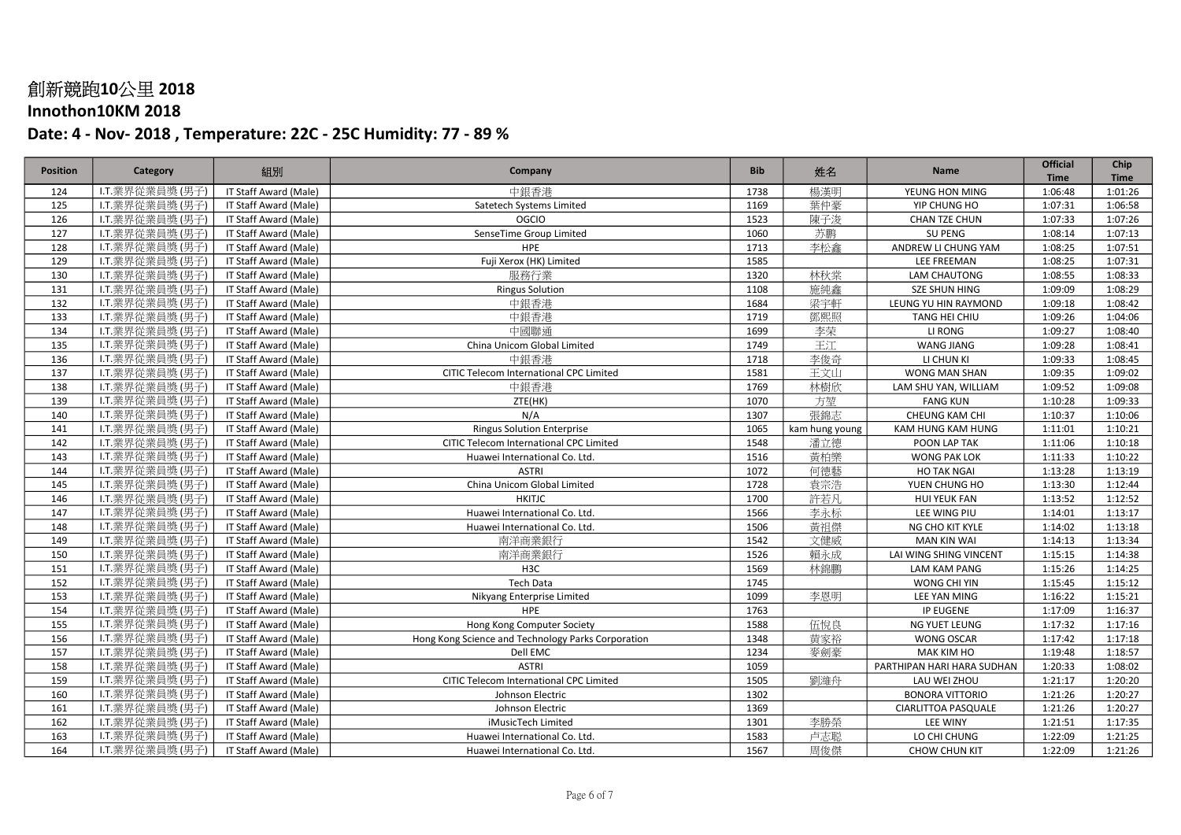# 創新競跑10公里 2018

## Innothon10KM 2018

## Date: 4 - Nov- 2018 , Temperature: 22C - 25C Humidity: 77 - 89 %

| Position | Category | 組別 | Company | Bib | 姓名 | Name | Official Time | Chip Time |
|---|---|---|---|---|---|---|---|---|
| 124 | I.T.業界從業員獎(男子) | IT Staff Award (Male) | 中銀香港 | 1738 | 楊漢明 | YEUNG HON MING | 1:06:48 | 1:01:26 |
| 125 | I.T.業界從業員獎(男子) | IT Staff Award (Male) | Satetech Systems Limited | 1169 | 葉仲豪 | YIP CHUNG HO | 1:07:31 | 1:06:58 |
| 126 | I.T.業界從業員獎(男子) | IT Staff Award (Male) | OGCIO | 1523 | 陳子浚 | CHAN TZE CHUN | 1:07:33 | 1:07:26 |
| 127 | I.T.業界從業員獎(男子) | IT Staff Award (Male) | SenseTime Group Limited | 1060 | 苏鹏 | SU PENG | 1:08:14 | 1:07:13 |
| 128 | I.T.業界從業員獎(男子) | IT Staff Award (Male) | HPE | 1713 | 李松鑫 | ANDREW LI CHUNG YAM | 1:08:25 | 1:07:51 |
| 129 | I.T.業界從業員獎(男子) | IT Staff Award (Male) | Fuji Xerox (HK) Limited | 1585 | | LEE FREEMAN | 1:08:25 | 1:07:31 |
| 130 | I.T.業界從業員獎(男子) | IT Staff Award (Male) | 服務行業 | 1320 | 林秋棠 | LAM CHAUTONG | 1:08:55 | 1:08:33 |
| 131 | I.T.業界從業員獎(男子) | IT Staff Award (Male) | Ringus Solution | 1108 | 施純鑫 | SZE SHUN HING | 1:09:09 | 1:08:29 |
| 132 | I.T.業界從業員獎(男子) | IT Staff Award (Male) | 中銀香港 | 1684 | 梁宇軒 | LEUNG YU HIN RAYMOND | 1:09:18 | 1:08:42 |
| 133 | I.T.業界從業員獎(男子) | IT Staff Award (Male) | 中銀香港 | 1719 | 鄧熙照 | TANG HEI CHIU | 1:09:26 | 1:04:06 |
| 134 | I.T.業界從業員獎(男子) | IT Staff Award (Male) | 中國聯通 | 1699 | 李荣 | LI RONG | 1:09:27 | 1:08:40 |
| 135 | I.T.業界從業員獎(男子) | IT Staff Award (Male) | China Unicom Global Limited | 1749 | 王江 | WANG JIANG | 1:09:28 | 1:08:41 |
| 136 | I.T.業界從業員獎(男子) | IT Staff Award (Male) | 中銀香港 | 1718 | 李俊奇 | LI CHUN KI | 1:09:33 | 1:08:45 |
| 137 | I.T.業界從業員獎(男子) | IT Staff Award (Male) | CITIC Telecom International CPC Limited | 1581 | 王文山 | WONG MAN SHAN | 1:09:35 | 1:09:02 |
| 138 | I.T.業界從業員獎(男子) | IT Staff Award (Male) | 中銀香港 | 1769 | 林樹欣 | LAM SHU YAN, WILLIAM | 1:09:52 | 1:09:08 |
| 139 | I.T.業界從業員獎(男子) | IT Staff Award (Male) | ZTE(HK) | 1070 | 方堃 | FANG KUN | 1:10:28 | 1:09:33 |
| 140 | I.T.業界從業員獎(男子) | IT Staff Award (Male) | N/A | 1307 | 張錦志 | CHEUNG KAM CHI | 1:10:37 | 1:10:06 |
| 141 | I.T.業界從業員獎(男子) | IT Staff Award (Male) | Ringus Solution Enterprise | 1065 | kam hung young | KAM HUNG KAM HUNG | 1:11:01 | 1:10:21 |
| 142 | I.T.業界從業員獎(男子) | IT Staff Award (Male) | CITIC Telecom International CPC Limited | 1548 | 潘立德 | POON LAP TAK | 1:11:06 | 1:10:18 |
| 143 | I.T.業界從業員獎(男子) | IT Staff Award (Male) | Huawei International Co. Ltd. | 1516 | 黃柏樂 | WONG PAK LOK | 1:11:33 | 1:10:22 |
| 144 | I.T.業界從業員獎(男子) | IT Staff Award (Male) | ASTRI | 1072 | 何德藝 | HO TAK NGAI | 1:13:28 | 1:13:19 |
| 145 | I.T.業界從業員獎(男子) | IT Staff Award (Male) | China Unicom Global Limited | 1728 | 袁宗浩 | YUEN CHUNG HO | 1:13:30 | 1:12:44 |
| 146 | I.T.業界從業員獎(男子) | IT Staff Award (Male) | HKITJC | 1700 | 許若凡 | HUI YEUK FAN | 1:13:52 | 1:12:52 |
| 147 | I.T.業界從業員獎(男子) | IT Staff Award (Male) | Huawei International Co. Ltd. | 1566 | 李永标 | LEE WING PIU | 1:14:01 | 1:13:17 |
| 148 | I.T.業界從業員獎(男子) | IT Staff Award (Male) | Huawei International Co. Ltd. | 1506 | 黃祖傑 | NG CHO KIT KYLE | 1:14:02 | 1:13:18 |
| 149 | I.T.業界從業員獎(男子) | IT Staff Award (Male) | 南洋商業銀行 | 1542 | 文健威 | MAN KIN WAI | 1:14:13 | 1:13:34 |
| 150 | I.T.業界從業員獎(男子) | IT Staff Award (Male) | 南洋商業銀行 | 1526 | 賴永成 | LAI WING SHING VINCENT | 1:15:15 | 1:14:38 |
| 151 | I.T.業界從業員獎(男子) | IT Staff Award (Male) | H3C | 1569 | 林錦鵬 | LAM KAM PANG | 1:15:26 | 1:14:25 |
| 152 | I.T.業界從業員獎(男子) | IT Staff Award (Male) | Tech Data | 1745 | | WONG CHI YIN | 1:15:45 | 1:15:12 |
| 153 | I.T.業界從業員獎(男子) | IT Staff Award (Male) | Nikyang Enterprise Limited | 1099 | 李恩明 | LEE YAN MING | 1:16:22 | 1:15:21 |
| 154 | I.T.業界從業員獎(男子) | IT Staff Award (Male) | HPE | 1763 | | IP EUGENE | 1:17:09 | 1:16:37 |
| 155 | I.T.業界從業員獎(男子) | IT Staff Award (Male) | Hong Kong Computer Society | 1588 | 伍悅良 | NG YUET LEUNG | 1:17:32 | 1:17:16 |
| 156 | I.T.業界從業員獎(男子) | IT Staff Award (Male) | Hong Kong Science and Technology Parks Corporation | 1348 | 黃家裕 | WONG OSCAR | 1:17:42 | 1:17:18 |
| 157 | I.T.業界從業員獎(男子) | IT Staff Award (Male) | Dell EMC | 1234 | 麥劍豪 | MAK KIM HO | 1:19:48 | 1:18:57 |
| 158 | I.T.業界從業員獎(男子) | IT Staff Award (Male) | ASTRI | 1059 | | PARTHIPAN HARI HARA SUDHAN | 1:20:33 | 1:08:02 |
| 159 | I.T.業界從業員獎(男子) | IT Staff Award (Male) | CITIC Telecom International CPC Limited | 1505 | 劉維舟 | LAU WEI ZHOU | 1:21:17 | 1:20:20 |
| 160 | I.T.業界從業員獎(男子) | IT Staff Award (Male) | Johnson Electric | 1302 | | BONORA VITTORIO | 1:21:26 | 1:20:27 |
| 161 | I.T.業界從業員獎(男子) | IT Staff Award (Male) | Johnson Electric | 1369 | | CIARLITTOA PASQUALE | 1:21:26 | 1:20:27 |
| 162 | I.T.業界從業員獎(男子) | IT Staff Award (Male) | iMusicTech Limited | 1301 | 李勝榮 | LEE WINY | 1:21:51 | 1:17:35 |
| 163 | I.T.業界從業員獎(男子) | IT Staff Award (Male) | Huawei International Co. Ltd. | 1583 | 卢志聪 | LO CHI CHUNG | 1:22:09 | 1:21:25 |
| 164 | I.T.業界從業員獎(男子) | IT Staff Award (Male) | Huawei International Co. Ltd. | 1567 | 周俊傑 | CHOW CHUN KIT | 1:22:09 | 1:21:26 |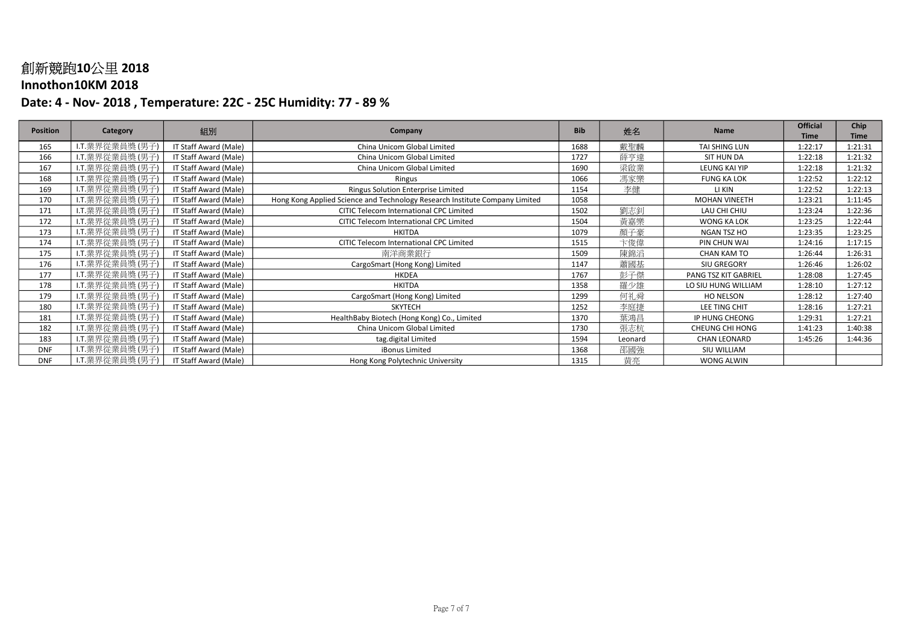# 創新競跑10公里 2018

## Innothon10KM 2018

### Date: 4 - Nov- 2018 , Temperature: 22C - 25C Humidity: 77 - 89 %

| Position | Category | 組別 | Company | Bib | 姓名 | Name | Official Time | Chip Time |
|---|---|---|---|---|---|---|---|---|
| 165 | I.T.業界從業員獎(男子) | IT Staff Award (Male) | China Unicom Global Limited | 1688 | 戴聖麟 | TAI SHING LUN | 1:22:17 | 1:21:31 |
| 166 | I.T.業界從業員獎(男子) | IT Staff Award (Male) | China Unicom Global Limited | 1727 | 薛亨達 | SIT HUN DA | 1:22:18 | 1:21:32 |
| 167 | I.T.業界從業員獎(男子) | IT Staff Award (Male) | China Unicom Global Limited | 1690 | 梁啟業 | LEUNG KAI YIP | 1:22:18 | 1:21:32 |
| 168 | I.T.業界從業員獎(男子) | IT Staff Award (Male) | Ringus | 1066 | 馮家樂 | FUNG KA LOK | 1:22:52 | 1:22:12 |
| 169 | I.T.業界從業員獎(男子) | IT Staff Award (Male) | Ringus Solution Enterprise Limited | 1154 | 李健 | LI KIN | 1:22:52 | 1:22:13 |
| 170 | I.T.業界從業員獎(男子) | IT Staff Award (Male) | Hong Kong Applied Science and Technology Research Institute Company Limited | 1058 | | MOHAN VINEETH | 1:23:21 | 1:11:45 |
| 171 | I.T.業界從業員獎(男子) | IT Staff Award (Male) | CITIC Telecom International CPC Limited | 1502 | 劉志釗 | LAU CHI CHIU | 1:23:24 | 1:22:36 |
| 172 | I.T.業界從業員獎(男子) | IT Staff Award (Male) | CITIC Telecom International CPC Limited | 1504 | 黃嘉樂 | WONG KA LOK | 1:23:25 | 1:22:44 |
| 173 | I.T.業界從業員獎(男子) | IT Staff Award (Male) | HKITDA | 1079 | 顏子豪 | NGAN TSZ HO | 1:23:35 | 1:23:25 |
| 174 | I.T.業界從業員獎(男子) | IT Staff Award (Male) | CITIC Telecom International CPC Limited | 1515 | 卞俊偉 | PIN CHUN WAI | 1:24:16 | 1:17:15 |
| 175 | I.T.業界從業員獎(男子) | IT Staff Award (Male) | 南洋商業銀行 | 1509 | 陳錦滔 | CHAN KAM TO | 1:26:44 | 1:26:31 |
| 176 | I.T.業界從業員獎(男子) | IT Staff Award (Male) | CargoSmart (Hong Kong) Limited | 1147 | 蕭國基 | SIU GREGORY | 1:26:46 | 1:26:02 |
| 177 | I.T.業界從業員獎(男子) | IT Staff Award (Male) | HKDEA | 1767 | 彭子傑 | PANG TSZ KIT GABRIEL | 1:28:08 | 1:27:45 |
| 178 | I.T.業界從業員獎(男子) | IT Staff Award (Male) | HKITDA | 1358 | 羅少雄 | LO SIU HUNG WILLIAM | 1:28:10 | 1:27:12 |
| 179 | I.T.業界從業員獎(男子) | IT Staff Award (Male) | CargoSmart (Hong Kong) Limited | 1299 | 何礼舜 | HO NELSON | 1:28:12 | 1:27:40 |
| 180 | I.T.業界從業員獎(男子) | IT Staff Award (Male) | SKYTECH | 1252 | 李庭捷 | LEE TING CHIT | 1:28:16 | 1:27:21 |
| 181 | I.T.業界從業員獎(男子) | IT Staff Award (Male) | HealthBaby Biotech (Hong Kong) Co., Limited | 1370 | 葉鴻昌 | IP HUNG CHEONG | 1:29:31 | 1:27:21 |
| 182 | I.T.業界從業員獎(男子) | IT Staff Award (Male) | China Unicom Global Limited | 1730 | 張志杭 | CHEUNG CHI HONG | 1:41:23 | 1:40:38 |
| 183 | I.T.業界從業員獎(男子) | IT Staff Award (Male) | tag.digital Limited | 1594 | Leonard | CHAN LEONARD | 1:45:26 | 1:44:36 |
| DNF | I.T.業界從業員獎(男子) | IT Staff Award (Male) | iBonus Limited | 1368 | 邵國強 | SIU WILLIAM | | |
| DNF | I.T.業界從業員獎(男子) | IT Staff Award (Male) | Hong Kong Polytechnic University | 1315 | 黃亮 | WONG ALWIN | | |